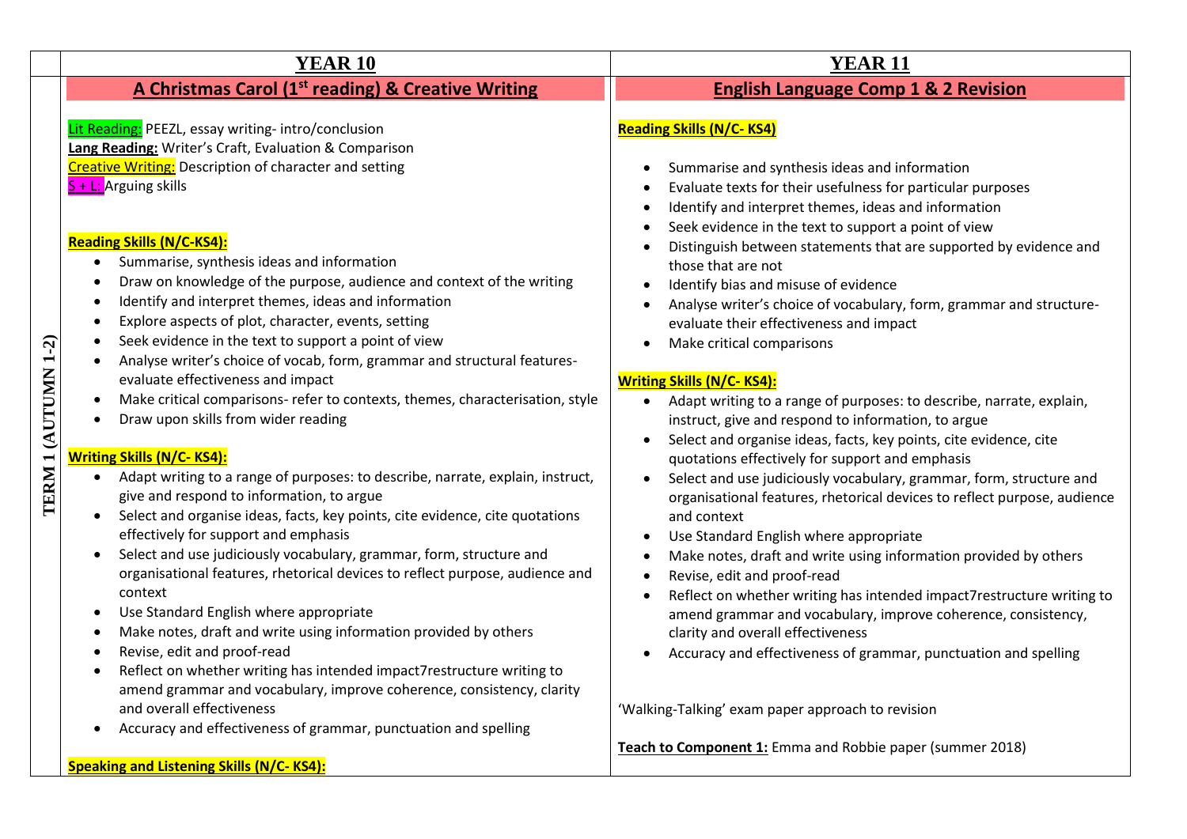| | **YEAR 10** | **YEAR 11** |
|---|---|---|
| **TERM 1 (AUTUMN 1-2)** | **A Christmas Carol (1st reading) & Creative Writing**<br><br>Lit Reading: PEEZL, essay writing- intro/conclusion<br>**Lang Reading:** Writer's Craft, Evaluation & Comparison<br>Creative Writing: Description of character and setting<br>S + L: Arguing skills<br><br>**Reading Skills (N/C-KS4):**<br>• Summarise, synthesis ideas and information<br>• Draw on knowledge of the purpose, audience and context of the writing<br>• Identify and interpret themes, ideas and information<br>• Explore aspects of plot, character, events, setting<br>• Seek evidence in the text to support a point of view<br>• Analyse writer's choice of vocab, form, grammar and structural features- evaluate effectiveness and impact<br>• Make critical comparisons- refer to contexts, themes, characterisation, style<br>• Draw upon skills from wider reading<br><br>**Writing Skills (N/C- KS4):**<br>• Adapt writing to a range of purposes: to describe, narrate, explain, instruct, give and respond to information, to argue<br>• Select and organise ideas, facts, key points, cite evidence, cite quotations effectively for support and emphasis<br>• Select and use judiciously vocabulary, grammar, form, structure and organisational features, rhetorical devices to reflect purpose, audience and context<br>• Use Standard English where appropriate<br>• Make notes, draft and write using information provided by others<br>• Revise, edit and proof-read<br>• Reflect on whether writing has intended impact7restructure writing to amend grammar and vocabulary, improve coherence, consistency, clarity and overall effectiveness<br>• Accuracy and effectiveness of grammar, punctuation and spelling<br><br>**Speaking and Listening Skills (N/C- KS4):** | **English Language Comp 1 & 2 Revision**<br><br>**Reading Skills (N/C- KS4)**<br><br>• Summarise and synthesis ideas and information<br>• Evaluate texts for their usefulness for particular purposes<br>• Identify and interpret themes, ideas and information<br>• Seek evidence in the text to support a point of view<br>• Distinguish between statements that are supported by evidence and those that are not<br>• Identify bias and misuse of evidence<br>• Analyse writer's choice of vocabulary, form, grammar and structure- evaluate their effectiveness and impact<br>• Make critical comparisons<br><br>**Writing Skills (N/C- KS4):**<br>• Adapt writing to a range of purposes: to describe, narrate, explain, instruct, give and respond to information, to argue<br>• Select and organise ideas, facts, key points, cite evidence, cite quotations effectively for support and emphasis<br>• Select and use judiciously vocabulary, grammar, form, structure and organisational features, rhetorical devices to reflect purpose, audience and context<br>• Use Standard English where appropriate<br>• Make notes, draft and write using information provided by others<br>• Revise, edit and proof-read<br>• Reflect on whether writing has intended impact7restructure writing to amend grammar and vocabulary, improve coherence, consistency, clarity and overall effectiveness<br>• Accuracy and effectiveness of grammar, punctuation and spelling<br><br>'Walking-Talking' exam paper approach to revision<br><br>**Teach to Component 1:** Emma and Robbie paper (summer 2018) |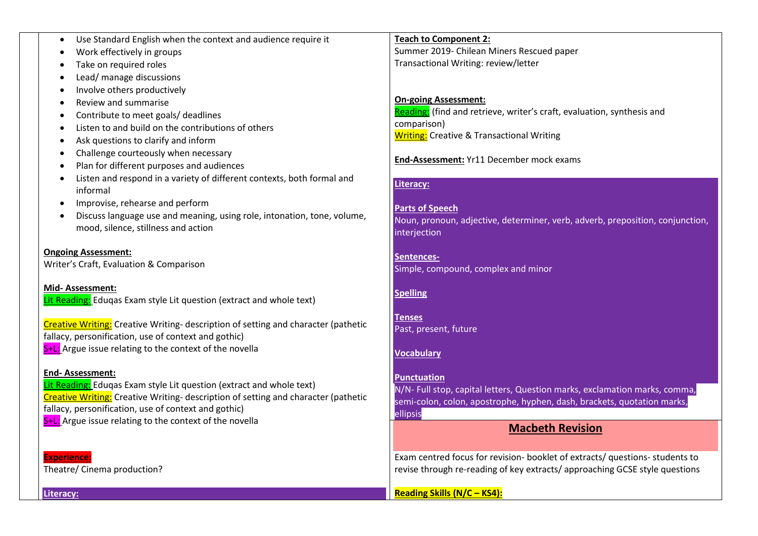- Use Standard English when the context and audience require it
- Work effectively in groups
- Take on required roles
- Lead/ manage discussions
- Involve others productively
- Review and summarise
- Contribute to meet goals/ deadlines
- Listen to and build on the contributions of others
- Ask questions to clarify and inform
- Challenge courteously when necessary
- Plan for different purposes and audiences
- Listen and respond in a variety of different contexts, both formal and informal
- Improvise, rehearse and perform
- Discuss language use and meaning, using role, intonation, tone, volume, mood, silence, stillness and action

**Ongoing Assessment:**
Writer's Craft, Evaluation & Comparison

**Mid- Assessment:**
Lit Reading: Eduqas Exam style Lit question (extract and whole text)

Creative Writing: Creative Writing- description of setting and character (pathetic fallacy, personification, use of context and gothic)
S+L: Argue issue relating to the context of the novella

**End- Assessment:**
Lit Reading: Eduqas Exam style Lit question (extract and whole text)
Creative Writing: Creative Writing- description of setting and character (pathetic fallacy, personification, use of context and gothic)
S+L: Argue issue relating to the context of the novella

**Experience:**
Theatre/ Cinema production?

**Literacy:**

**Teach to Component 2:**
Summer 2019- Chilean Miners Rescued paper
Transactional Writing: review/letter

**On-going Assessment:**
Reading: (find and retrieve, writer's craft, evaluation, synthesis and comparison)
Writing: Creative & Transactional Writing

**End-Assessment:** Yr11 December mock exams

**Literacy:**

**Parts of Speech**
Noun, pronoun, adjective, determiner, verb, adverb, preposition, conjunction, interjection

**Sentences-**
Simple, compound, complex and minor

**Spelling**

**Tenses**
Past, present, future

**Vocabulary**

**Punctuation**
N/N- Full stop, capital letters, Question marks, exclamation marks, comma, semi-colon, colon, apostrophe, hyphen, dash, brackets, quotation marks, ellipsis

## Macbeth Revision

Exam centred focus for revision- booklet of extracts/ questions- students to revise through re-reading of key extracts/ approaching GCSE style questions

**Reading Skills (N/C – KS4):**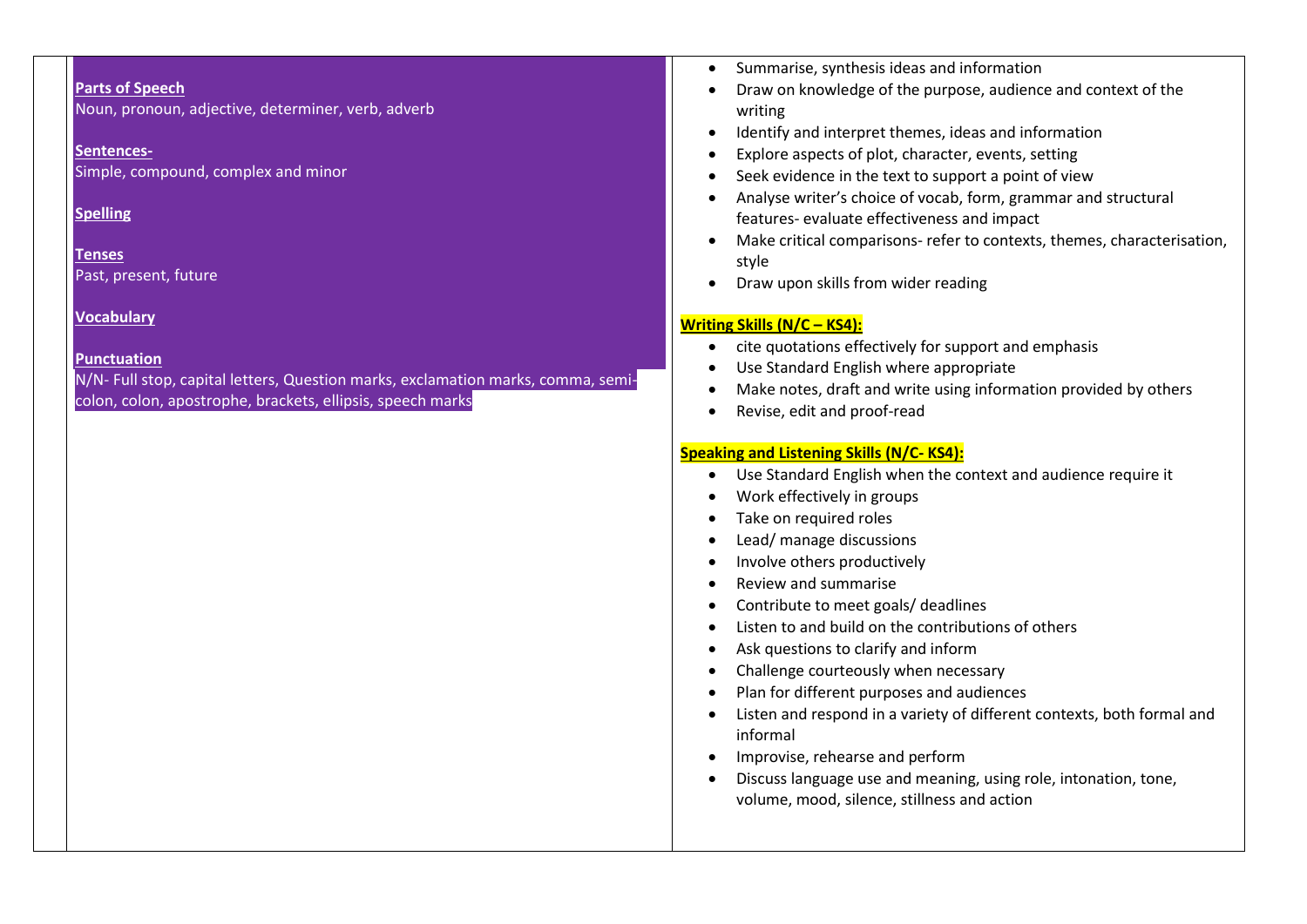**Parts of Speech**
Noun, pronoun, adjective, determiner, verb, adverb

**Sentences-**
Simple, compound, complex and minor

**Spelling**

**Tenses**
Past, present, future

**Vocabulary**

**Punctuation**
N/N- Full stop, capital letters, Question marks, exclamation marks, comma, semi-colon, colon, apostrophe, brackets, ellipsis, speech marks

- Summarise, synthesis ideas and information
- Draw on knowledge of the purpose, audience and context of the writing
- Identify and interpret themes, ideas and information
- Explore aspects of plot, character, events, setting
- Seek evidence in the text to support a point of view
- Analyse writer's choice of vocab, form, grammar and structural features- evaluate effectiveness and impact
- Make critical comparisons- refer to contexts, themes, characterisation, style
- Draw upon skills from wider reading

**Writing Skills (N/C – KS4):**

- cite quotations effectively for support and emphasis
- Use Standard English where appropriate
- Make notes, draft and write using information provided by others
- Revise, edit and proof-read

**Speaking and Listening Skills (N/C- KS4):**

- Use Standard English when the context and audience require it
- Work effectively in groups
- Take on required roles
- Lead/ manage discussions
- Involve others productively
- Review and summarise
- Contribute to meet goals/ deadlines
- Listen to and build on the contributions of others
- Ask questions to clarify and inform
- Challenge courteously when necessary
- Plan for different purposes and audiences
- Listen and respond in a variety of different contexts, both formal and informal
- Improvise, rehearse and perform
- Discuss language use and meaning, using role, intonation, tone, volume, mood, silence, stillness and action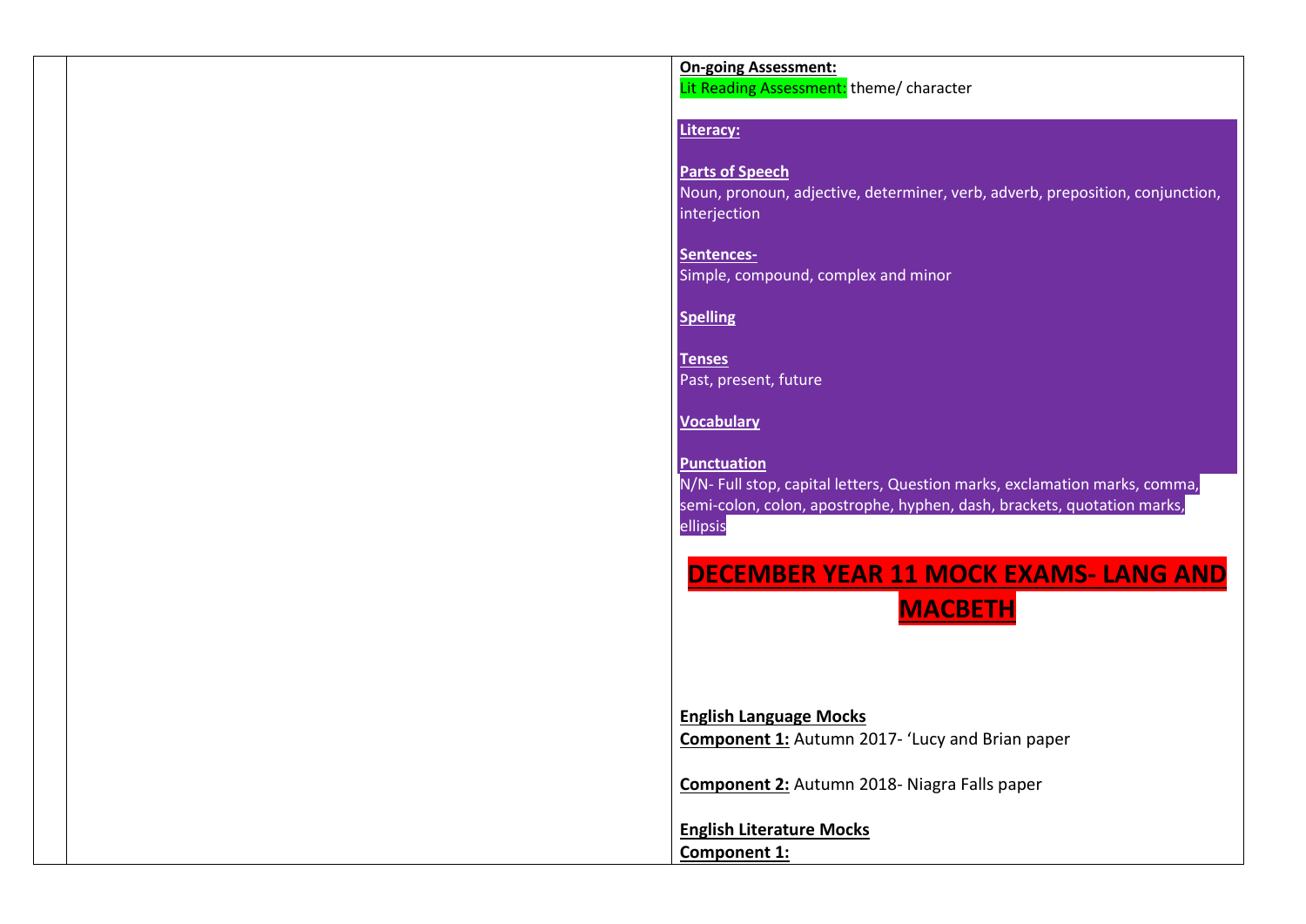**On-going Assessment:**
Lit Reading Assessment: theme/ character

**Literacy:**

**Parts of Speech**
Noun, pronoun, adjective, determiner, verb, adverb, preposition, conjunction, interjection

**Sentences-**
Simple, compound, complex and minor

**Spelling**

**Tenses**
Past, present, future

**Vocabulary**

**Punctuation**
N/N- Full stop, capital letters, Question marks, exclamation marks, comma, semi-colon, colon, apostrophe, hyphen, dash, brackets, quotation marks, ellipsis

# DECEMBER YEAR 11 MOCK EXAMS- LANG AND MACBETH

**English Language Mocks**
**Component 1:** Autumn 2017- 'Lucy and Brian paper

**Component 2:** Autumn 2018- Niagra Falls paper

**English Literature Mocks**
**Component 1:**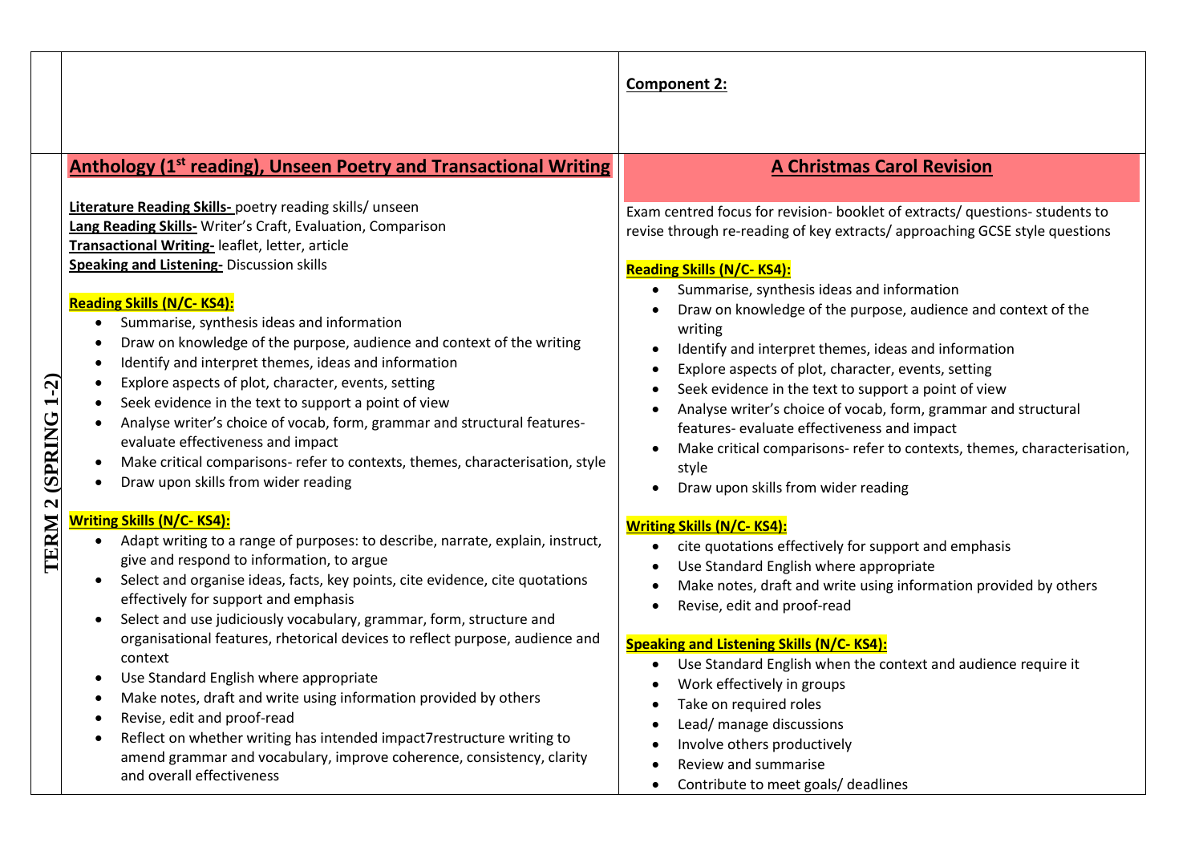| | | **Component 2:** |
|---|---|---|
| **TERM 2 (SPRING 1-2)** | **Anthology (1st reading), Unseen Poetry and Transactional Writing**<br><br>**Literature Reading Skills-** poetry reading skills/ unseen<br>**Lang Reading Skills-** Writer's Craft, Evaluation, Comparison<br>**Transactional Writing-** leaflet, letter, article<br>**Speaking and Listening-** Discussion skills<br><br>**Reading Skills (N/C- KS4):**<br>• Summarise, synthesis ideas and information<br>• Draw on knowledge of the purpose, audience and context of the writing<br>• Identify and interpret themes, ideas and information<br>• Explore aspects of plot, character, events, setting<br>• Seek evidence in the text to support a point of view<br>• Analyse writer's choice of vocab, form, grammar and structural features- evaluate effectiveness and impact<br>• Make critical comparisons- refer to contexts, themes, characterisation, style<br>• Draw upon skills from wider reading<br><br>**Writing Skills (N/C- KS4):**<br>• Adapt writing to a range of purposes: to describe, narrate, explain, instruct, give and respond to information, to argue<br>• Select and organise ideas, facts, key points, cite evidence, cite quotations effectively for support and emphasis<br>• Select and use judiciously vocabulary, grammar, form, structure and organisational features, rhetorical devices to reflect purpose, audience and context<br>• Use Standard English where appropriate<br>• Make notes, draft and write using information provided by others<br>• Revise, edit and proof-read<br>• Reflect on whether writing has intended impact7restructure writing to amend grammar and vocabulary, improve coherence, consistency, clarity and overall effectiveness | **A Christmas Carol Revision**<br><br>Exam centred focus for revision- booklet of extracts/ questions- students to revise through re-reading of key extracts/ approaching GCSE style questions<br><br>**Reading Skills (N/C- KS4):**<br>• Summarise, synthesis ideas and information<br>• Draw on knowledge of the purpose, audience and context of the writing<br>• Identify and interpret themes, ideas and information<br>• Explore aspects of plot, character, events, setting<br>• Seek evidence in the text to support a point of view<br>• Analyse writer's choice of vocab, form, grammar and structural features- evaluate effectiveness and impact<br>• Make critical comparisons- refer to contexts, themes, characterisation, style<br>• Draw upon skills from wider reading<br><br>**Writing Skills (N/C- KS4):**<br>• cite quotations effectively for support and emphasis<br>• Use Standard English where appropriate<br>• Make notes, draft and write using information provided by others<br>• Revise, edit and proof-read<br><br>**Speaking and Listening Skills (N/C- KS4):**<br>• Use Standard English when the context and audience require it<br>• Work effectively in groups<br>• Take on required roles<br>• Lead/ manage discussions<br>• Involve others productively<br>• Review and summarise<br>• Contribute to meet goals/ deadlines |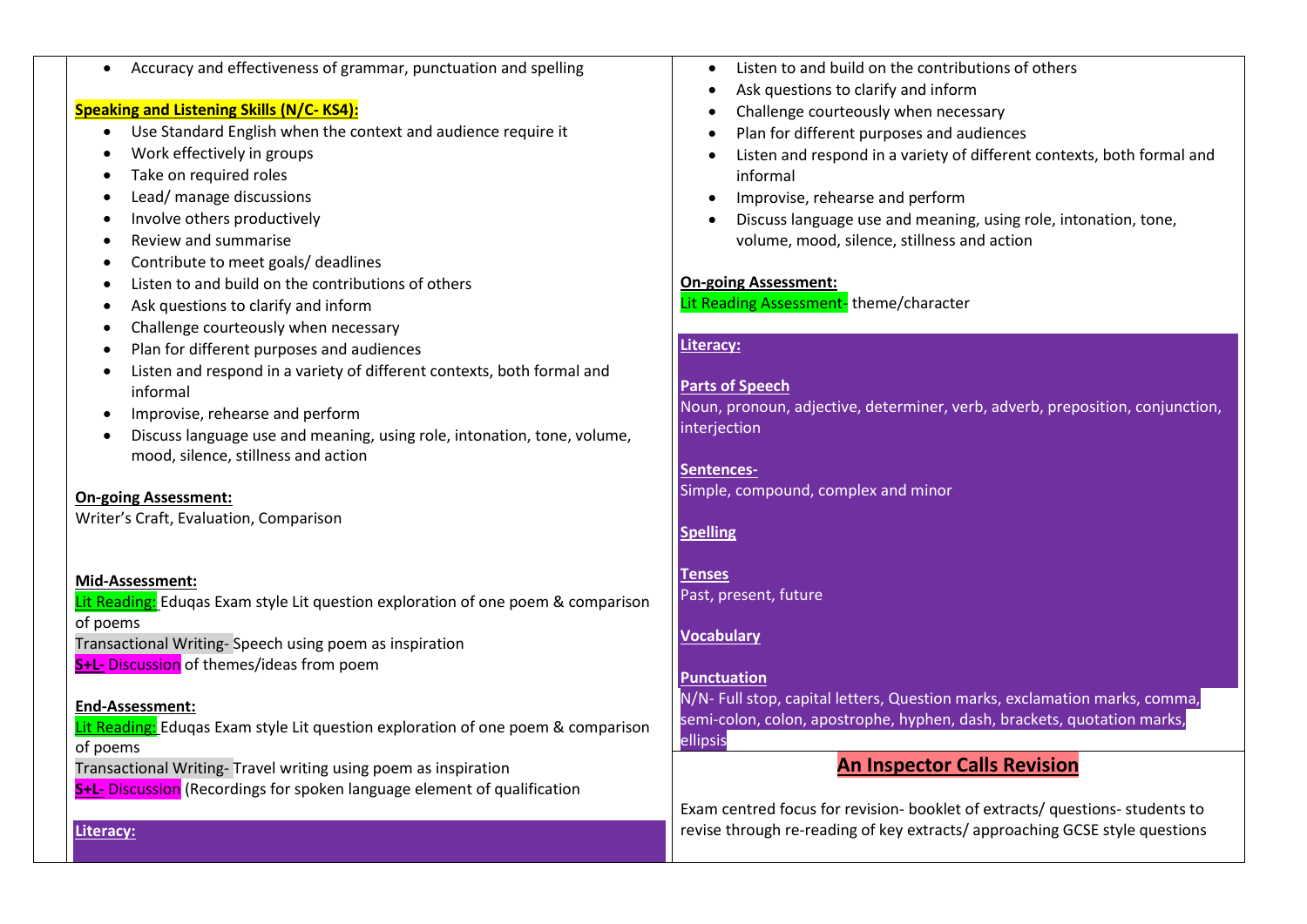- Accuracy and effectiveness of grammar, punctuation and spelling

**Speaking and Listening Skills (N/C- KS4):**

- Use Standard English when the context and audience require it
- Work effectively in groups
- Take on required roles
- Lead/ manage discussions
- Involve others productively
- Review and summarise
- Contribute to meet goals/ deadlines
- Listen to and build on the contributions of others
- Ask questions to clarify and inform
- Challenge courteously when necessary
- Plan for different purposes and audiences
- Listen and respond in a variety of different contexts, both formal and informal
- Improvise, rehearse and perform
- Discuss language use and meaning, using role, intonation, tone, volume, mood, silence, stillness and action

**On-going Assessment:**
Writer's Craft, Evaluation, Comparison

**Mid-Assessment:**
Lit Reading: Eduqas Exam style Lit question exploration of one poem & comparison of poems
Transactional Writing- Speech using poem as inspiration
**S+L-** Discussion of themes/ideas from poem

**End-Assessment:**
Lit Reading: Eduqas Exam style Lit question exploration of one poem & comparison of poems
Transactional Writing- Travel writing using poem as inspiration
**S+L-** Discussion (Recordings for spoken language element of qualification

**Literacy:**

- Listen to and build on the contributions of others
- Ask questions to clarify and inform
- Challenge courteously when necessary
- Plan for different purposes and audiences
- Listen and respond in a variety of different contexts, both formal and informal
- Improvise, rehearse and perform
- Discuss language use and meaning, using role, intonation, tone, volume, mood, silence, stillness and action

**On-going Assessment:**
Lit Reading Assessment- theme/character

**Literacy:**

**Parts of Speech**
Noun, pronoun, adjective, determiner, verb, adverb, preposition, conjunction, interjection

**Sentences-**
Simple, compound, complex and minor

**Spelling**

**Tenses**
Past, present, future

**Vocabulary**

**Punctuation**
N/N- Full stop, capital letters, Question marks, exclamation marks, comma, semi-colon, colon, apostrophe, hyphen, dash, brackets, quotation marks, ellipsis

## An Inspector Calls Revision

Exam centred focus for revision- booklet of extracts/ questions- students to revise through re-reading of key extracts/ approaching GCSE style questions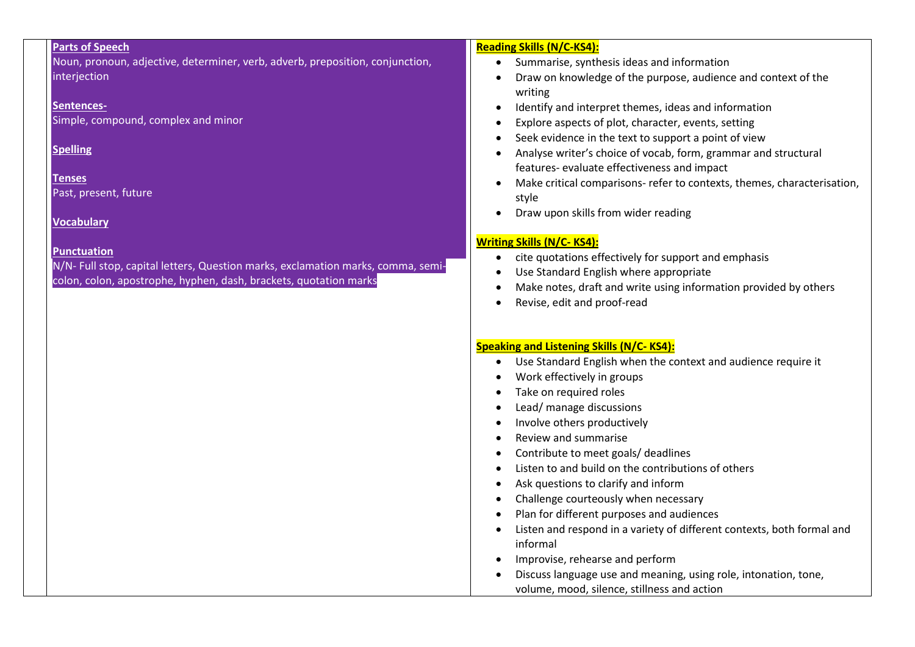**Parts of Speech**

Noun, pronoun, adjective, determiner, verb, adverb, preposition, conjunction, interjection

**Sentences-**

Simple, compound, complex and minor

**Spelling**

**Tenses**

Past, present, future

**Vocabulary**

**Punctuation**

N/N- Full stop, capital letters, Question marks, exclamation marks, comma, semi-colon, colon, apostrophe, hyphen, dash, brackets, quotation marks

**Reading Skills (N/C-KS4):**

- Summarise, synthesis ideas and information
- Draw on knowledge of the purpose, audience and context of the writing
- Identify and interpret themes, ideas and information
- Explore aspects of plot, character, events, setting
- Seek evidence in the text to support a point of view
- Analyse writer's choice of vocab, form, grammar and structural features- evaluate effectiveness and impact
- Make critical comparisons- refer to contexts, themes, characterisation, style
- Draw upon skills from wider reading

**Writing Skills (N/C- KS4):**

- cite quotations effectively for support and emphasis
- Use Standard English where appropriate
- Make notes, draft and write using information provided by others
- Revise, edit and proof-read

**Speaking and Listening Skills (N/C- KS4):**

- Use Standard English when the context and audience require it
- Work effectively in groups
- Take on required roles
- Lead/ manage discussions
- Involve others productively
- Review and summarise
- Contribute to meet goals/ deadlines
- Listen to and build on the contributions of others
- Ask questions to clarify and inform
- Challenge courteously when necessary
- Plan for different purposes and audiences
- Listen and respond in a variety of different contexts, both formal and informal
- Improvise, rehearse and perform
- Discuss language use and meaning, using role, intonation, tone, volume, mood, silence, stillness and action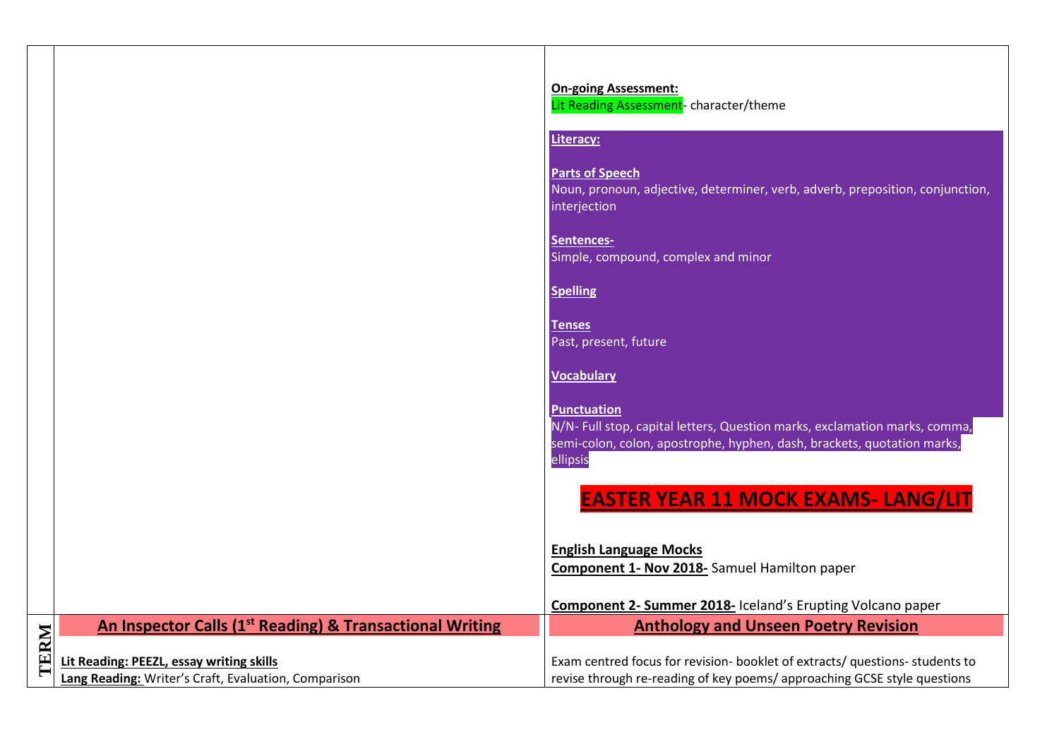| | | |
|---|---|---|
| | | **On-going Assessment:**<br>Lit Reading Assessment- character/theme<br><br>**Literacy:**<br><br>**Parts of Speech**<br>Noun, pronoun, adjective, determiner, verb, adverb, preposition, conjunction, interjection<br><br>**Sentences-**<br>Simple, compound, complex and minor<br><br>**Spelling**<br><br>**Tenses**<br>Past, present, future<br><br>**Vocabulary**<br><br>**Punctuation**<br>N/N- Full stop, capital letters, Question marks, exclamation marks, comma, semi-colon, colon, apostrophe, hyphen, dash, brackets, quotation marks, ellipsis<br><br>**EASTER YEAR 11 MOCK EXAMS- LANG/LIT**<br><br>**English Language Mocks**<br>**Component 1- Nov 2018-** Samuel Hamilton paper<br><br>**Component 2- Summer 2018-** Iceland's Erupting Volcano paper |
| TERM | **An Inspector Calls (1st Reading) & Transactional Writing**<br><br>**Lit Reading: PEEZL, essay writing skills**<br>**Lang Reading:** Writer's Craft, Evaluation, Comparison | **Anthology and Unseen Poetry Revision**<br><br>Exam centred focus for revision- booklet of extracts/ questions- students to revise through re-reading of key poems/ approaching GCSE style questions |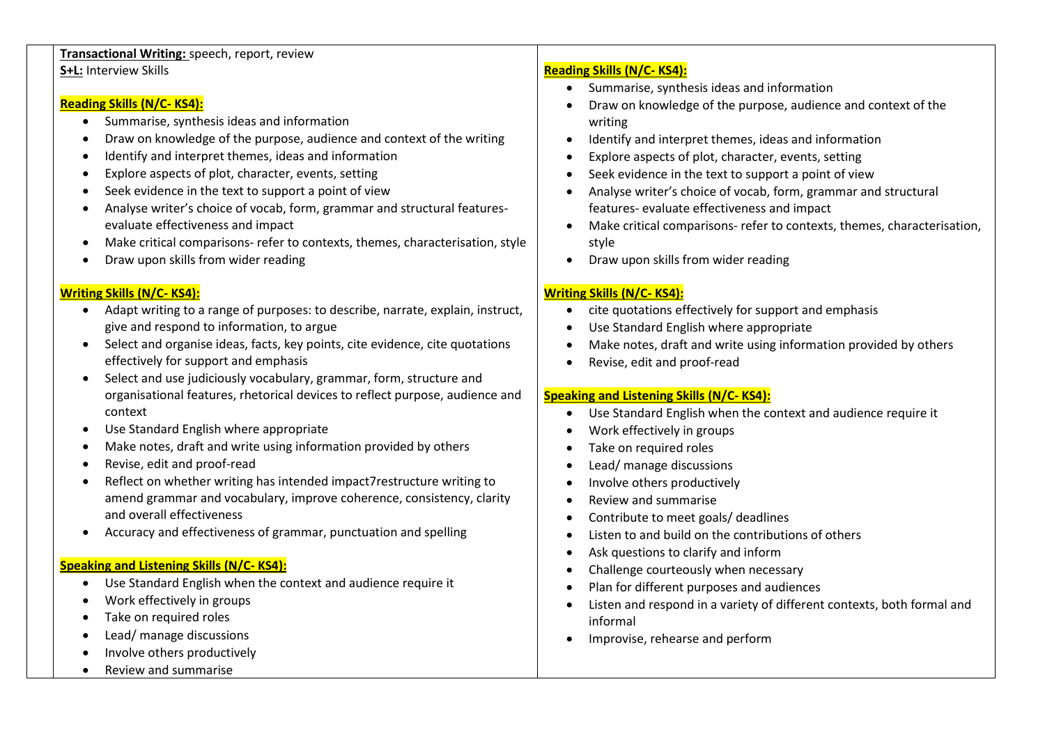**Transactional Writing:** speech, report, review
**S+L:** Interview Skills

**Reading Skills (N/C- KS4):**

- Summarise, synthesis ideas and information
- Draw on knowledge of the purpose, audience and context of the writing
- Identify and interpret themes, ideas and information
- Explore aspects of plot, character, events, setting
- Seek evidence in the text to support a point of view
- Analyse writer's choice of vocab, form, grammar and structural features- evaluate effectiveness and impact
- Make critical comparisons- refer to contexts, themes, characterisation, style
- Draw upon skills from wider reading

**Writing Skills (N/C- KS4):**

- Adapt writing to a range of purposes: to describe, narrate, explain, instruct, give and respond to information, to argue
- Select and organise ideas, facts, key points, cite evidence, cite quotations effectively for support and emphasis
- Select and use judiciously vocabulary, grammar, form, structure and organisational features, rhetorical devices to reflect purpose, audience and context
- Use Standard English where appropriate
- Make notes, draft and write using information provided by others
- Revise, edit and proof-read
- Reflect on whether writing has intended impact7restructure writing to amend grammar and vocabulary, improve coherence, consistency, clarity and overall effectiveness
- Accuracy and effectiveness of grammar, punctuation and spelling

**Speaking and Listening Skills (N/C- KS4):**

- Use Standard English when the context and audience require it
- Work effectively in groups
- Take on required roles
- Lead/ manage discussions
- Involve others productively
- Review and summarise

**Reading Skills (N/C- KS4):**

- Summarise, synthesis ideas and information
- Draw on knowledge of the purpose, audience and context of the writing
- Identify and interpret themes, ideas and information
- Explore aspects of plot, character, events, setting
- Seek evidence in the text to support a point of view
- Analyse writer's choice of vocab, form, grammar and structural features- evaluate effectiveness and impact
- Make critical comparisons- refer to contexts, themes, characterisation, style
- Draw upon skills from wider reading

**Writing Skills (N/C- KS4):**

- cite quotations effectively for support and emphasis
- Use Standard English where appropriate
- Make notes, draft and write using information provided by others
- Revise, edit and proof-read

**Speaking and Listening Skills (N/C- KS4):**

- Use Standard English when the context and audience require it
- Work effectively in groups
- Take on required roles
- Lead/ manage discussions
- Involve others productively
- Review and summarise
- Contribute to meet goals/ deadlines
- Listen to and build on the contributions of others
- Ask questions to clarify and inform
- Challenge courteously when necessary
- Plan for different purposes and audiences
- Listen and respond in a variety of different contexts, both formal and informal
- Improvise, rehearse and perform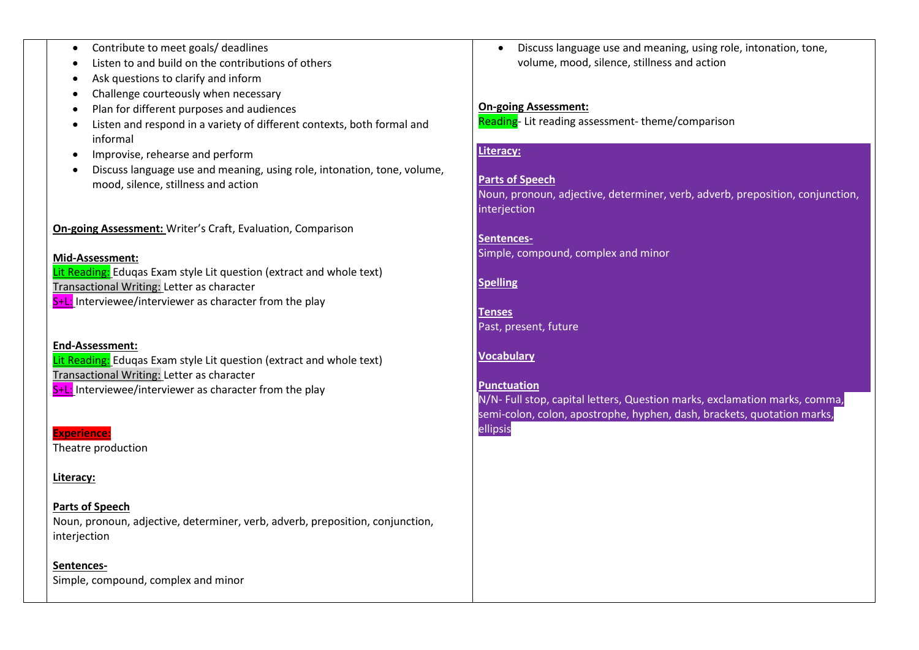- Contribute to meet goals/ deadlines
- Listen to and build on the contributions of others
- Ask questions to clarify and inform
- Challenge courteously when necessary
- Plan for different purposes and audiences
- Listen and respond in a variety of different contexts, both formal and informal
- Improvise, rehearse and perform
- Discuss language use and meaning, using role, intonation, tone, volume, mood, silence, stillness and action

**On-going Assessment:** Writer's Craft, Evaluation, Comparison

**Mid-Assessment:**
Lit Reading: Eduqas Exam style Lit question (extract and whole text)
Transactional Writing: Letter as character
S+L: Interviewee/interviewer as character from the play

**End-Assessment:**
Lit Reading: Eduqas Exam style Lit question (extract and whole text)
Transactional Writing: Letter as character
S+L: Interviewee/interviewer as character from the play

**Experience:**
Theatre production

**Literacy:**

**Parts of Speech**
Noun, pronoun, adjective, determiner, verb, adverb, preposition, conjunction, interjection

**Sentences-**
Simple, compound, complex and minor

- Discuss language use and meaning, using role, intonation, tone, volume, mood, silence, stillness and action

**On-going Assessment:**
Reading- Lit reading assessment- theme/comparison

**Literacy:**

**Parts of Speech**
Noun, pronoun, adjective, determiner, verb, adverb, preposition, conjunction, interjection

**Sentences-**
Simple, compound, complex and minor

**Spelling**

**Tenses**
Past, present, future

**Vocabulary**

**Punctuation**
N/N- Full stop, capital letters, Question marks, exclamation marks, comma, semi-colon, colon, apostrophe, hyphen, dash, brackets, quotation marks, ellipsis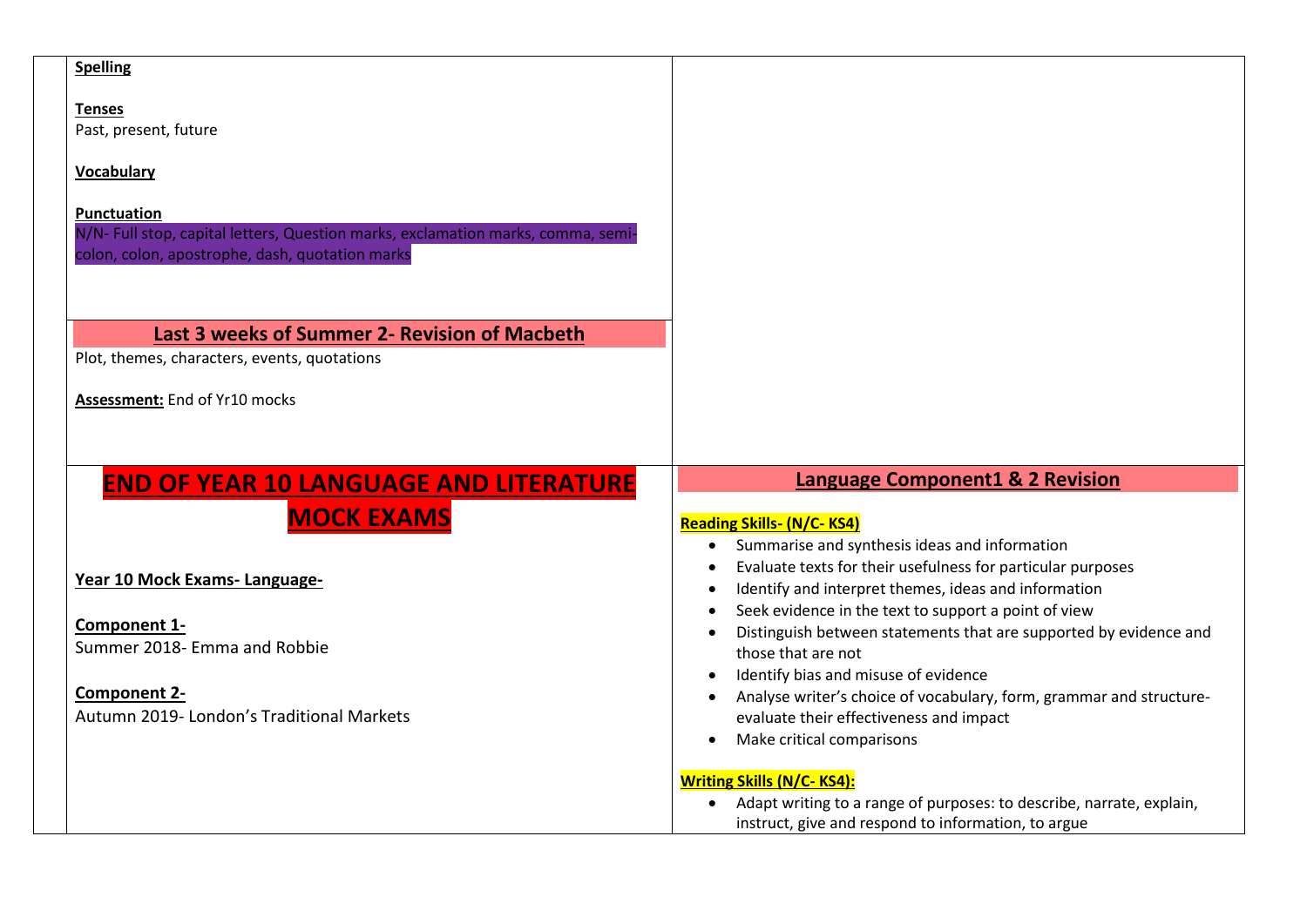| | |
|---|---|
| **Spelling**<br><br>**Tenses**<br>Past, present, future<br><br>**Vocabulary**<br><br>**Punctuation**<br>N/N- Full stop, capital letters, Question marks, exclamation marks, comma, semi-colon, colon, apostrophe, dash, quotation marks<br><br>**Last 3 weeks of Summer 2- Revision of Macbeth**<br>Plot, themes, characters, events, quotations<br><br>**Assessment:** End of Yr10 mocks | |
| **END OF YEAR 10 LANGUAGE AND LITERATURE MOCK EXAMS**<br><br>**Year 10 Mock Exams- Language-**<br><br>**Component 1-**<br>Summer 2018- Emma and Robbie<br><br>**Component 2-**<br>Autumn 2019- London's Traditional Markets | **Language Component1 & 2 Revision**<br><br>**Reading Skills- (N/C- KS4)**<br>• Summarise and synthesis ideas and information<br>• Evaluate texts for their usefulness for particular purposes<br>• Identify and interpret themes, ideas and information<br>• Seek evidence in the text to support a point of view<br>• Distinguish between statements that are supported by evidence and those that are not<br>• Identify bias and misuse of evidence<br>• Analyse writer's choice of vocabulary, form, grammar and structure- evaluate their effectiveness and impact<br>• Make critical comparisons<br><br>**Writing Skills (N/C- KS4):**<br>• Adapt writing to a range of purposes: to describe, narrate, explain, instruct, give and respond to information, to argue |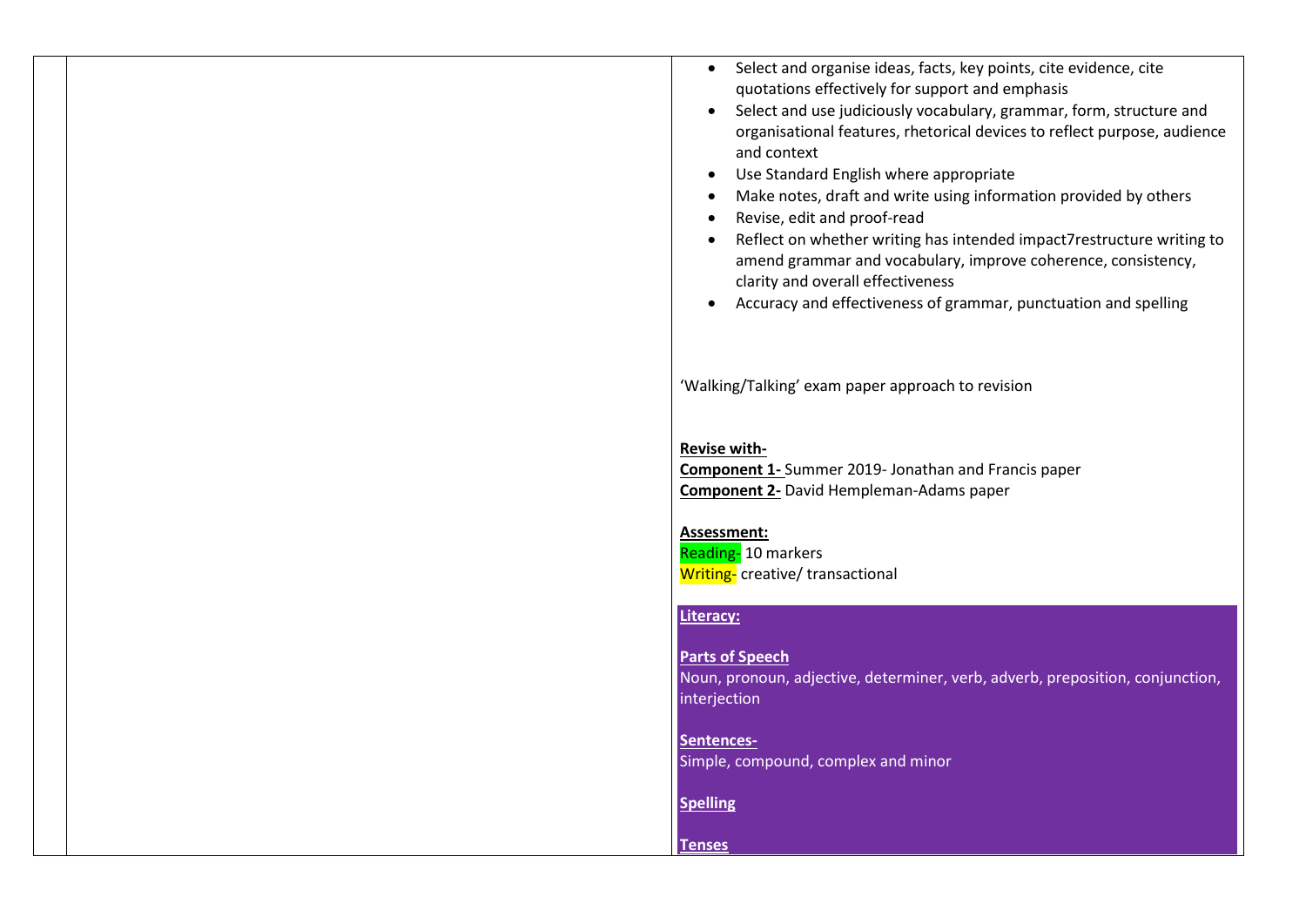| | | |
|---|---|---|
| | | • Select and organise ideas, facts, key points, cite evidence, cite quotations effectively for support and emphasis<br>• Select and use judiciously vocabulary, grammar, form, structure and organisational features, rhetorical devices to reflect purpose, audience and context<br>• Use Standard English where appropriate<br>• Make notes, draft and write using information provided by others<br>• Revise, edit and proof-read<br>• Reflect on whether writing has intended impact7restructure writing to amend grammar and vocabulary, improve coherence, consistency, clarity and overall effectiveness<br>• Accuracy and effectiveness of grammar, punctuation and spelling<br><br>'Walking/Talking' exam paper approach to revision<br><br>**Revise with-**<br>**Component 1-** Summer 2019- Jonathan and Francis paper<br>**Component 2-** David Hempleman-Adams paper<br><br>**Assessment:**<br>Reading- 10 markers<br>Writing- creative/ transactional<br><br>**Literacy:**<br><br>**Parts of Speech**<br>Noun, pronoun, adjective, determiner, verb, adverb, preposition, conjunction, interjection<br><br>**Sentences-**<br>Simple, compound, complex and minor<br><br>**Spelling**<br><br>**Tenses** |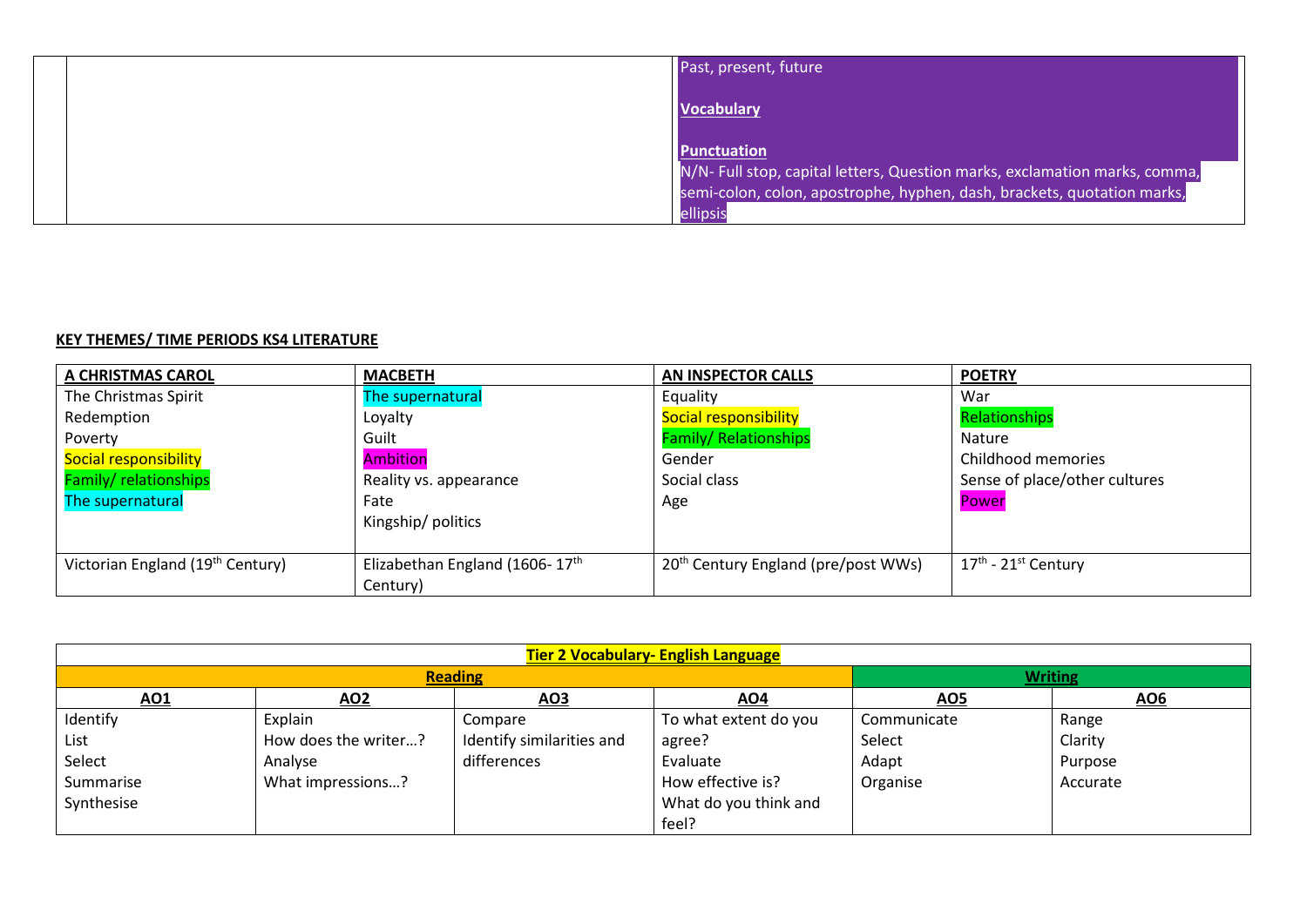| | | Past, present, future<br><br>**Vocabulary**<br><br>**Punctuation**<br>N/N- Full stop, capital letters, Question marks, exclamation marks, comma, semi-colon, colon, apostrophe, hyphen, dash, brackets, quotation marks, ellipsis |
|---|---|---|

**KEY THEMES/ TIME PERIODS KS4 LITERATURE**

| **A CHRISTMAS CAROL** | **MACBETH** | **AN INSPECTOR CALLS** | **POETRY** |
|---|---|---|---|
| The Christmas Spirit<br>Redemption<br>Poverty<br>Social responsibility<br>Family/ relationships<br>The supernatural | The supernatural<br>Loyalty<br>Guilt<br>Ambition<br>Reality vs. appearance<br>Fate<br>Kingship/ politics | Equality<br>Social responsibility<br>Family/ Relationships<br>Gender<br>Social class<br>Age | War<br>Relationships<br>Nature<br>Childhood memories<br>Sense of place/other cultures<br>Power |
| Victorian England (19th Century) | Elizabethan England (1606- 17th Century) | 20th Century England (pre/post WWs) | 17th - 21st Century |

| **Tier 2 Vocabulary- English Language** | | | | | |
|---|---|---|---|---|---|
| **Reading** | | | | **Writing** | |
| **AO1** | **AO2** | **AO3** | **AO4** | **AO5** | **AO6** |
| Identify<br>List<br>Select<br>Summarise<br>Synthesise | Explain<br>How does the writer…?<br>Analyse<br>What impressions…? | Compare<br>Identify similarities and differences | To what extent do you agree?<br>Evaluate<br>How effective is?<br>What do you think and feel? | Communicate<br>Select<br>Adapt<br>Organise | Range<br>Clarity<br>Purpose<br>Accurate |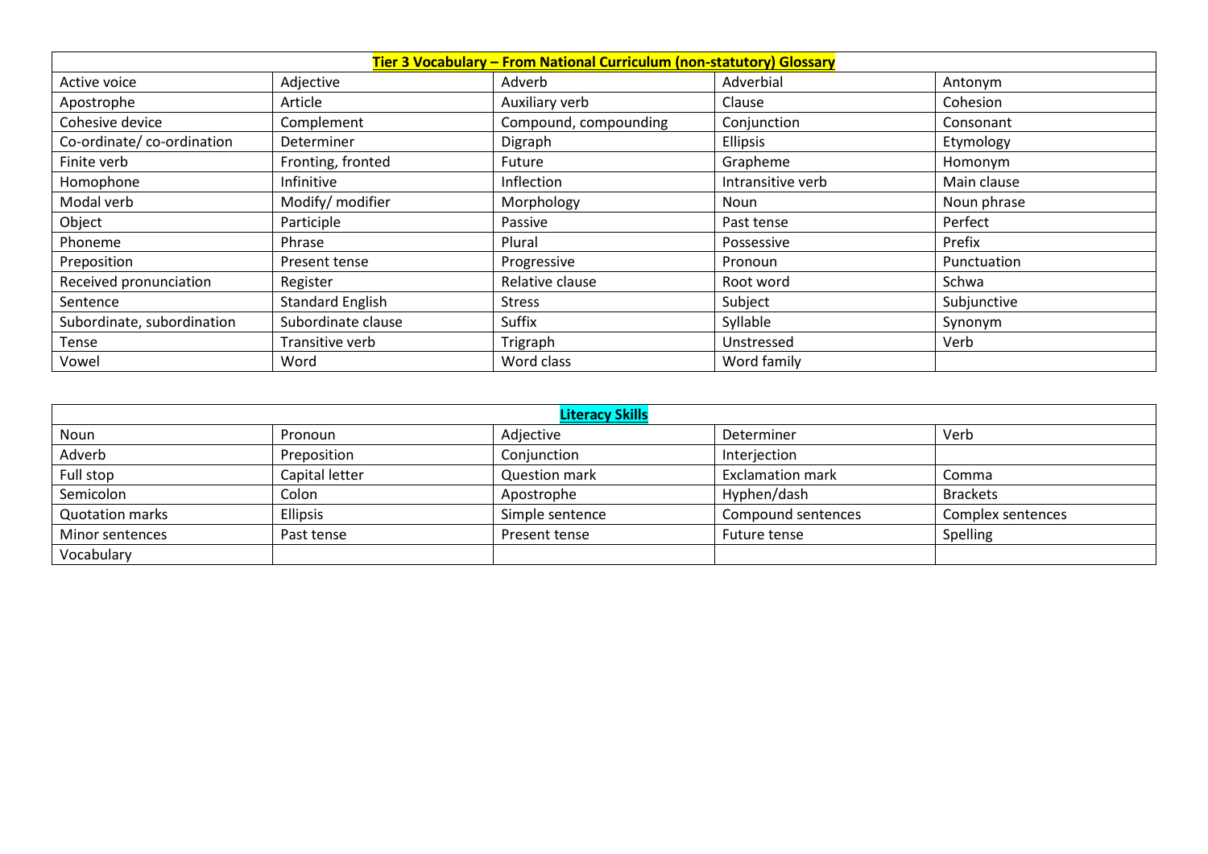| Tier 3 Vocabulary – From National Curriculum (non-statutory) Glossary | | | | |
|---|---|---|---|---|
| Active voice | Adjective | Adverb | Adverbial | Antonym |
| Apostrophe | Article | Auxiliary verb | Clause | Cohesion |
| Cohesive device | Complement | Compound, compounding | Conjunction | Consonant |
| Co-ordinate/ co-ordination | Determiner | Digraph | Ellipsis | Etymology |
| Finite verb | Fronting, fronted | Future | Grapheme | Homonym |
| Homophone | Infinitive | Inflection | Intransitive verb | Main clause |
| Modal verb | Modify/ modifier | Morphology | Noun | Noun phrase |
| Object | Participle | Passive | Past tense | Perfect |
| Phoneme | Phrase | Plural | Possessive | Prefix |
| Preposition | Present tense | Progressive | Pronoun | Punctuation |
| Received pronunciation | Register | Relative clause | Root word | Schwa |
| Sentence | Standard English | Stress | Subject | Subjunctive |
| Subordinate, subordination | Subordinate clause | Suffix | Syllable | Synonym |
| Tense | Transitive verb | Trigraph | Unstressed | Verb |
| Vowel | Word | Word class | Word family | |

| Literacy Skills | | | | |
|---|---|---|---|---|
| Noun | Pronoun | Adjective | Determiner | Verb |
| Adverb | Preposition | Conjunction | Interjection | |
| Full stop | Capital letter | Question mark | Exclamation mark | Comma |
| Semicolon | Colon | Apostrophe | Hyphen/dash | Brackets |
| Quotation marks | Ellipsis | Simple sentence | Compound sentences | Complex sentences |
| Minor sentences | Past tense | Present tense | Future tense | Spelling |
| Vocabulary | | | | |